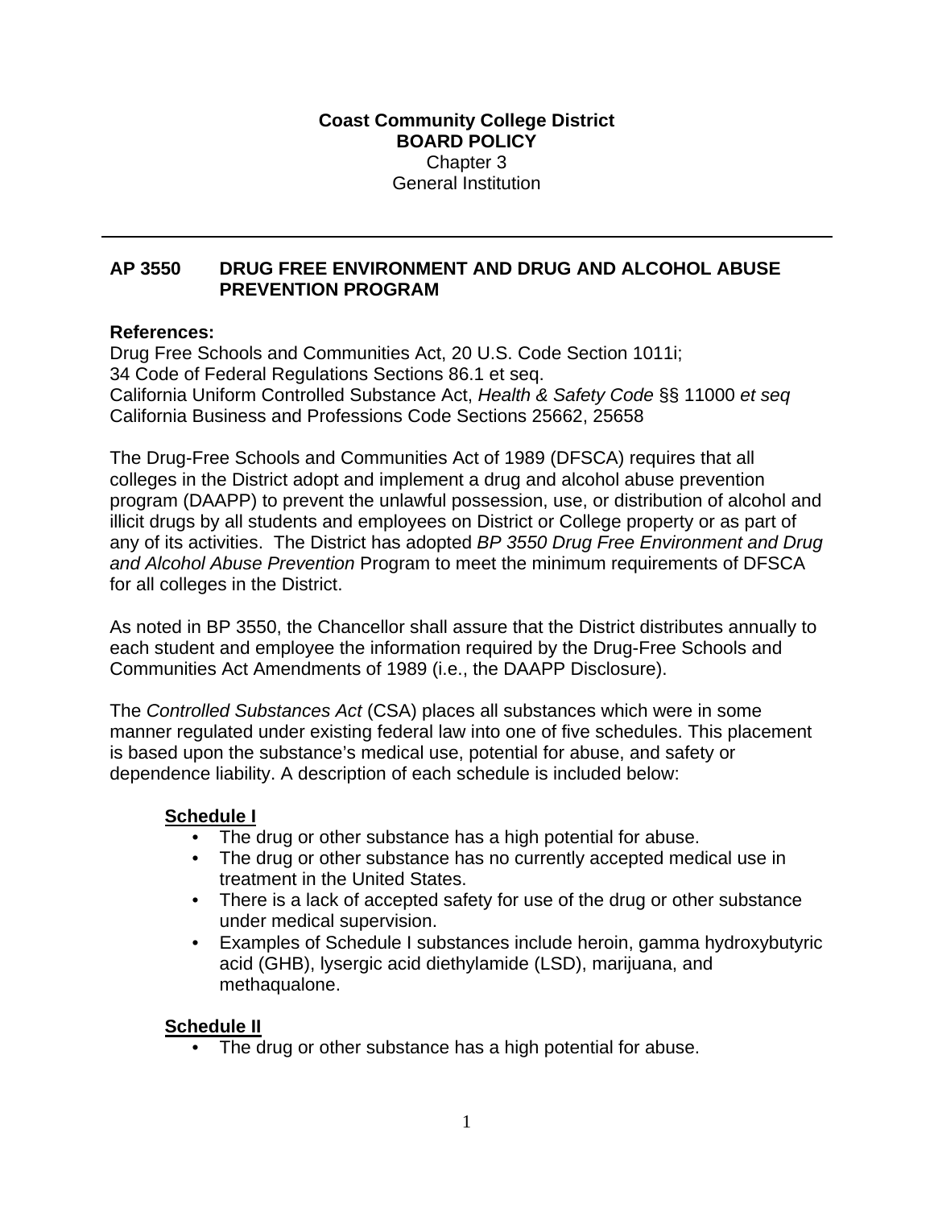**Coast Community College District**
**BOARD POLICY**
Chapter 3
General Institution

---

## AP 3550 DRUG FREE ENVIRONMENT AND DRUG AND ALCOHOL ABUSE PREVENTION PROGRAM

**References:**
Drug Free Schools and Communities Act, 20 U.S. Code Section 1011i;
34 Code of Federal Regulations Sections 86.1 et seq.
California Uniform Controlled Substance Act, *Health & Safety Code* §§ 11000 *et seq*
California Business and Professions Code Sections 25662, 25658

The Drug-Free Schools and Communities Act of 1989 (DFSCA) requires that all colleges in the District adopt and implement a drug and alcohol abuse prevention program (DAAPP) to prevent the unlawful possession, use, or distribution of alcohol and illicit drugs by all students and employees on District or College property or as part of any of its activities. The District has adopted *BP 3550 Drug Free Environment and Drug and Alcohol Abuse Prevention* Program to meet the minimum requirements of DFSCA for all colleges in the District.

As noted in BP 3550, the Chancellor shall assure that the District distributes annually to each student and employee the information required by the Drug-Free Schools and Communities Act Amendments of 1989 (i.e., the DAAPP Disclosure).

The *Controlled Substances Act* (CSA) places all substances which were in some manner regulated under existing federal law into one of five schedules. This placement is based upon the substance's medical use, potential for abuse, and safety or dependence liability. A description of each schedule is included below:

**Schedule I**

- The drug or other substance has a high potential for abuse.
- The drug or other substance has no currently accepted medical use in treatment in the United States.
- There is a lack of accepted safety for use of the drug or other substance under medical supervision.
- Examples of Schedule I substances include heroin, gamma hydroxybutyric acid (GHB), lysergic acid diethylamide (LSD), marijuana, and methaqualone.

**Schedule II**

- The drug or other substance has a high potential for abuse.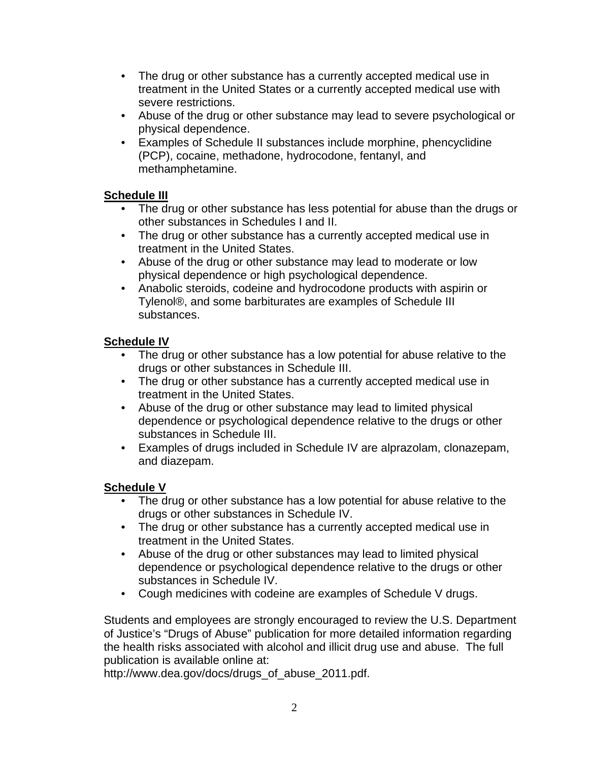- The drug or other substance has a currently accepted medical use in treatment in the United States or a currently accepted medical use with severe restrictions.
- Abuse of the drug or other substance may lead to severe psychological or physical dependence.
- Examples of Schedule II substances include morphine, phencyclidine (PCP), cocaine, methadone, hydrocodone, fentanyl, and methamphetamine.

**Schedule III**

- The drug or other substance has less potential for abuse than the drugs or other substances in Schedules I and II.
- The drug or other substance has a currently accepted medical use in treatment in the United States.
- Abuse of the drug or other substance may lead to moderate or low physical dependence or high psychological dependence.
- Anabolic steroids, codeine and hydrocodone products with aspirin or Tylenol®, and some barbiturates are examples of Schedule III substances.

**Schedule IV**

- The drug or other substance has a low potential for abuse relative to the drugs or other substances in Schedule III.
- The drug or other substance has a currently accepted medical use in treatment in the United States.
- Abuse of the drug or other substance may lead to limited physical dependence or psychological dependence relative to the drugs or other substances in Schedule III.
- Examples of drugs included in Schedule IV are alprazolam, clonazepam, and diazepam.

**Schedule V**

- The drug or other substance has a low potential for abuse relative to the drugs or other substances in Schedule IV.
- The drug or other substance has a currently accepted medical use in treatment in the United States.
- Abuse of the drug or other substances may lead to limited physical dependence or psychological dependence relative to the drugs or other substances in Schedule IV.
- Cough medicines with codeine are examples of Schedule V drugs.

Students and employees are strongly encouraged to review the U.S. Department of Justice's "Drugs of Abuse" publication for more detailed information regarding the health risks associated with alcohol and illicit drug use and abuse. The full publication is available online at:
http://www.dea.gov/docs/drugs_of_abuse_2011.pdf.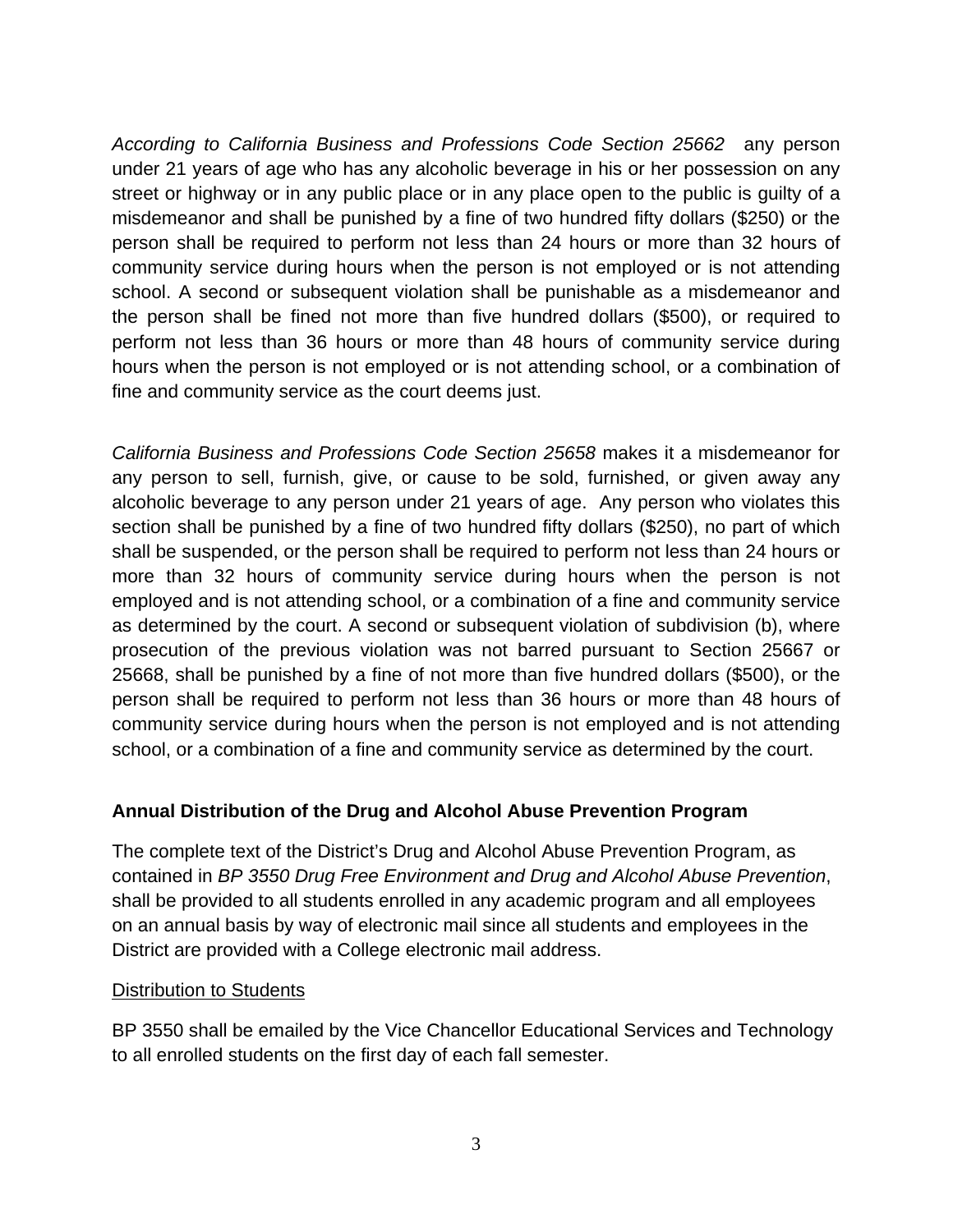*According to California Business and Professions Code Section 25662* any person under 21 years of age who has any alcoholic beverage in his or her possession on any street or highway or in any public place or in any place open to the public is guilty of a misdemeanor and shall be punished by a fine of two hundred fifty dollars ($250) or the person shall be required to perform not less than 24 hours or more than 32 hours of community service during hours when the person is not employed or is not attending school. A second or subsequent violation shall be punishable as a misdemeanor and the person shall be fined not more than five hundred dollars ($500), or required to perform not less than 36 hours or more than 48 hours of community service during hours when the person is not employed or is not attending school, or a combination of fine and community service as the court deems just.

*California Business and Professions Code Section 25658* makes it a misdemeanor for any person to sell, furnish, give, or cause to be sold, furnished, or given away any alcoholic beverage to any person under 21 years of age. Any person who violates this section shall be punished by a fine of two hundred fifty dollars ($250), no part of which shall be suspended, or the person shall be required to perform not less than 24 hours or more than 32 hours of community service during hours when the person is not employed and is not attending school, or a combination of a fine and community service as determined by the court. A second or subsequent violation of subdivision (b), where prosecution of the previous violation was not barred pursuant to Section 25667 or 25668, shall be punished by a fine of not more than five hundred dollars ($500), or the person shall be required to perform not less than 36 hours or more than 48 hours of community service during hours when the person is not employed and is not attending school, or a combination of a fine and community service as determined by the court.

**Annual Distribution of the Drug and Alcohol Abuse Prevention Program**

The complete text of the District's Drug and Alcohol Abuse Prevention Program, as contained in *BP 3550 Drug Free Environment and Drug and Alcohol Abuse Prevention*, shall be provided to all students enrolled in any academic program and all employees on an annual basis by way of electronic mail since all students and employees in the District are provided with a College electronic mail address.

<u>Distribution to Students</u>

BP 3550 shall be emailed by the Vice Chancellor Educational Services and Technology to all enrolled students on the first day of each fall semester.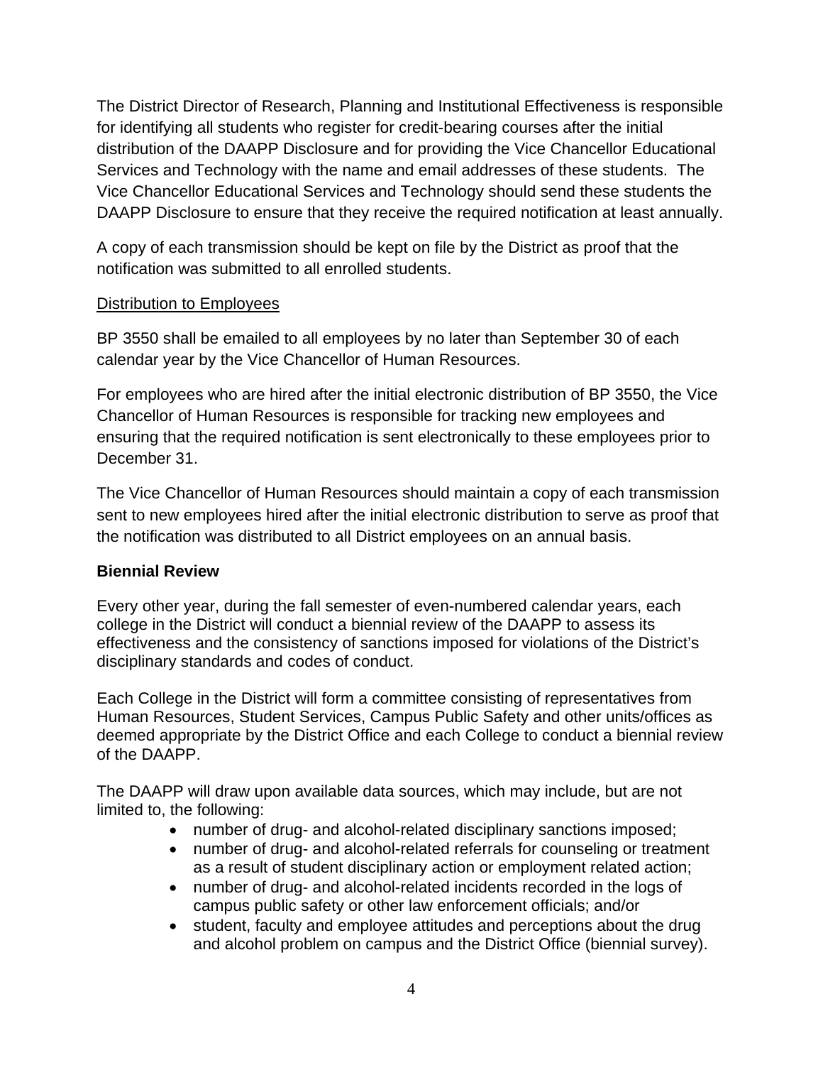The District Director of Research, Planning and Institutional Effectiveness is responsible for identifying all students who register for credit-bearing courses after the initial distribution of the DAAPP Disclosure and for providing the Vice Chancellor Educational Services and Technology with the name and email addresses of these students. The Vice Chancellor Educational Services and Technology should send these students the DAAPP Disclosure to ensure that they receive the required notification at least annually.

A copy of each transmission should be kept on file by the District as proof that the notification was submitted to all enrolled students.

<u>Distribution to Employees</u>

BP 3550 shall be emailed to all employees by no later than September 30 of each calendar year by the Vice Chancellor of Human Resources.

For employees who are hired after the initial electronic distribution of BP 3550, the Vice Chancellor of Human Resources is responsible for tracking new employees and ensuring that the required notification is sent electronically to these employees prior to December 31.

The Vice Chancellor of Human Resources should maintain a copy of each transmission sent to new employees hired after the initial electronic distribution to serve as proof that the notification was distributed to all District employees on an annual basis.

**Biennial Review**

Every other year, during the fall semester of even-numbered calendar years, each college in the District will conduct a biennial review of the DAAPP to assess its effectiveness and the consistency of sanctions imposed for violations of the District's disciplinary standards and codes of conduct.

Each College in the District will form a committee consisting of representatives from Human Resources, Student Services, Campus Public Safety and other units/offices as deemed appropriate by the District Office and each College to conduct a biennial review of the DAAPP.

The DAAPP will draw upon available data sources, which may include, but are not limited to, the following:

- number of drug- and alcohol-related disciplinary sanctions imposed;
- number of drug- and alcohol-related referrals for counseling or treatment as a result of student disciplinary action or employment related action;
- number of drug- and alcohol-related incidents recorded in the logs of campus public safety or other law enforcement officials; and/or
- student, faculty and employee attitudes and perceptions about the drug and alcohol problem on campus and the District Office (biennial survey).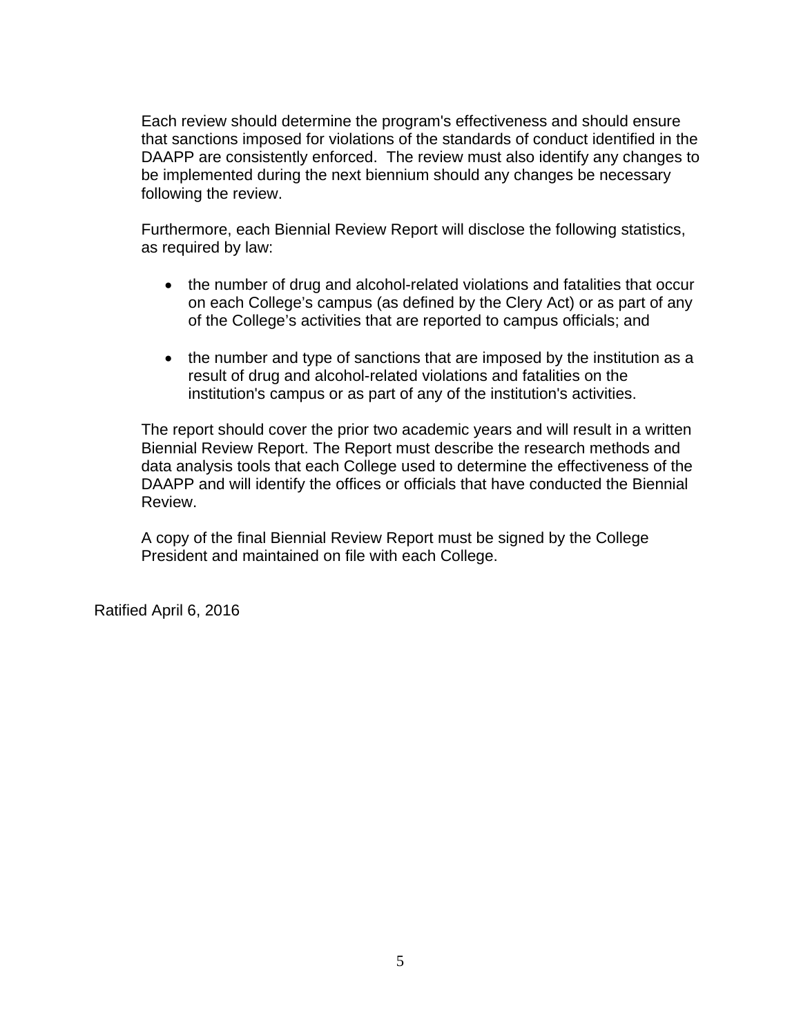Each review should determine the program's effectiveness and should ensure that sanctions imposed for violations of the standards of conduct identified in the DAAPP are consistently enforced.  The review must also identify any changes to be implemented during the next biennium should any changes be necessary following the review.

Furthermore, each Biennial Review Report will disclose the following statistics, as required by law:

- the number of drug and alcohol-related violations and fatalities that occur on each College's campus (as defined by the Clery Act) or as part of any of the College's activities that are reported to campus officials; and

- the number and type of sanctions that are imposed by the institution as a result of drug and alcohol-related violations and fatalities on the institution's campus or as part of any of the institution's activities.

The report should cover the prior two academic years and will result in a written Biennial Review Report. The Report must describe the research methods and data analysis tools that each College used to determine the effectiveness of the DAAPP and will identify the offices or officials that have conducted the Biennial Review.

A copy of the final Biennial Review Report must be signed by the College President and maintained on file with each College.

Ratified April 6, 2016